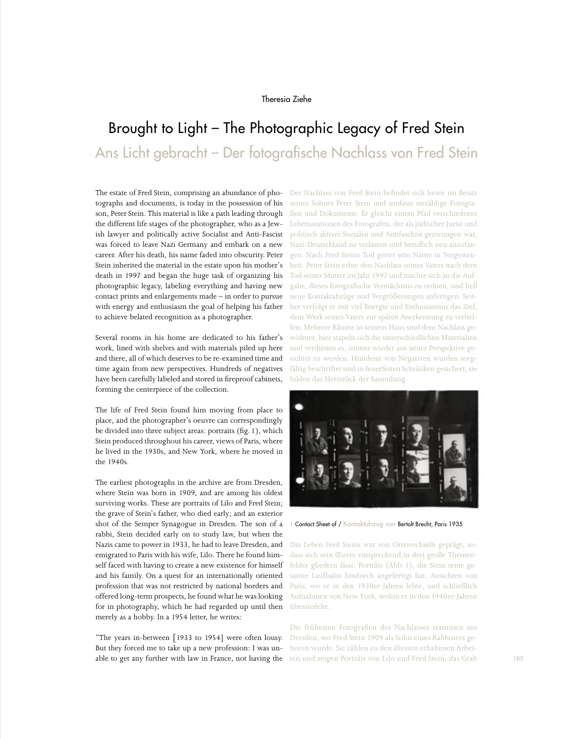Theresia Ziehe

# Brought to Light – The Photographic Legacy of Fred Stein

## Ans Licht gebracht – Der fotografische Nachlass von Fred Stein

The estate of Fred Stein, comprising an abundance of photographs and documents, is today in the possession of his son, Peter Stein. This material is like a path leading through the different life stages of the photographer, who as a Jewish lawyer and politically active Socialist and Anti-Fascist was forced to leave Nazi Germany and embark on a new career. After his death, his name faded into obscurity. Peter Stein inherited the material in the estate upon his mother's death in 1997 and began the huge task of organizing his photographic legacy, labeling everything and having new contact prints and enlargements made – in order to pursue with energy and enthusiasm the goal of helping his father to achieve belated recognition as a photographer.

Several rooms in his home are dedicated to his father's work, lined with shelves and with materials piled up here and there, all of which deserves to be re-examined time and time again from new perspectives. Hundreds of negatives have been carefully labeled and stored in fireproof cabinets, forming the centerpiece of the collection.

The life of Fred Stein found him moving from place to place, and the photographer's oeuvre can correspondingly be divided into three subject areas: portraits (fig. 1), which Stein produced throughout his career, views of Paris, where he lived in the 1930s, and New York, where he moved in the 1940s.

The earliest photographs in the archive are from Dresden, where Stein was born in 1909, and are among his oldest surviving works. These are portraits of Lilo and Fred Stein; the grave of Stein's father, who died early; and an exterior shot of the Semper Synagogue in Dresden. The son of a rabbi, Stein decided early on to study law, but when the Nazis came to power in 1933, he had to leave Dresden, and emigrated to Paris with his wife, Lilo. There he found himself faced with having to create a new existence for himself and his family. On a quest for an internationally oriented profession that was not restricted by national borders and offered long-term prospects, he found what he was looking for in photography, which he had regarded up until then merely as a hobby. In a 1954 letter, he writes:

"The years in-between [1933 to 1954] were often lousy. But they forced me to take up a new profession: I was unable to get any further with law in France, not having the

Der Nachlass von Fred Stein befindet sich heute im Besitz seines Sohnes Peter Stein und umfasst unzählige Fotografien und Dokumente. Er gleicht einem Pfad verschiedener Lebensstationen des Fotografen, der als jüdischer Jurist und politisch aktiver Sozialist und Antifaschist gezwungen war, Nazi-Deutschland zu verlassen und beruflich neu anzufangen. Nach Fred Steins Tod geriet sein Name in Vergessenheit. Peter Stein erbte den Nachlass seines Vaters nach dem Tod seiner Mutter im Jahr 1997 und machte sich an die Aufgabe, dieses fotografische Vermächtnis zu ordnen, und ließ neue Kontaktabzüge und Vergrößerungen anfertigen. Seither verfolgt er mit viel Energie und Enthusiasmus das Ziel, dem Werk seines Vaters zur späten Anerkennung zu verhelfen. Mehrere Räume in seinem Haus sind dem Nachlass gewidmet, hier stapeln sich die unterschiedlichen Materialien und verdienen es, immer wieder aus neuer Perspektive gesichtet zu werden. Hunderte von Negativen wurden sorgfältig beschriftet und in feuerfesten Schränken gesichert; sie bilden das Herzstück der Sammlung.

1 Contact Sheet of / Kontaktabzug von Bertolt Brecht, Paris 1935

Das Leben Fred Steins war von Ortswechseln geprägt, sodass sich sein Œuvre entsprechend in drei große Themenfelder gliedern lässt: Porträts (Abb. 1), die Stein seine gesamte Laufbahn hindurch angefertigt hat, Ansichten von Paris, wo er in den 1930er-Jahren lebte, und schließlich Aufnahmen von New York, wohin er in den 1940er-Jahren übersiedelte.

Die frühesten Fotografien des Nachlasses stammen aus Dresden, wo Fred Stein 1909 als Sohn eines Rabbiners geboren wurde. Sie zählen zu den ältesten erhaltenen Arbeiten und zeigen Porträts von Lilo und Fred Stein, das Grab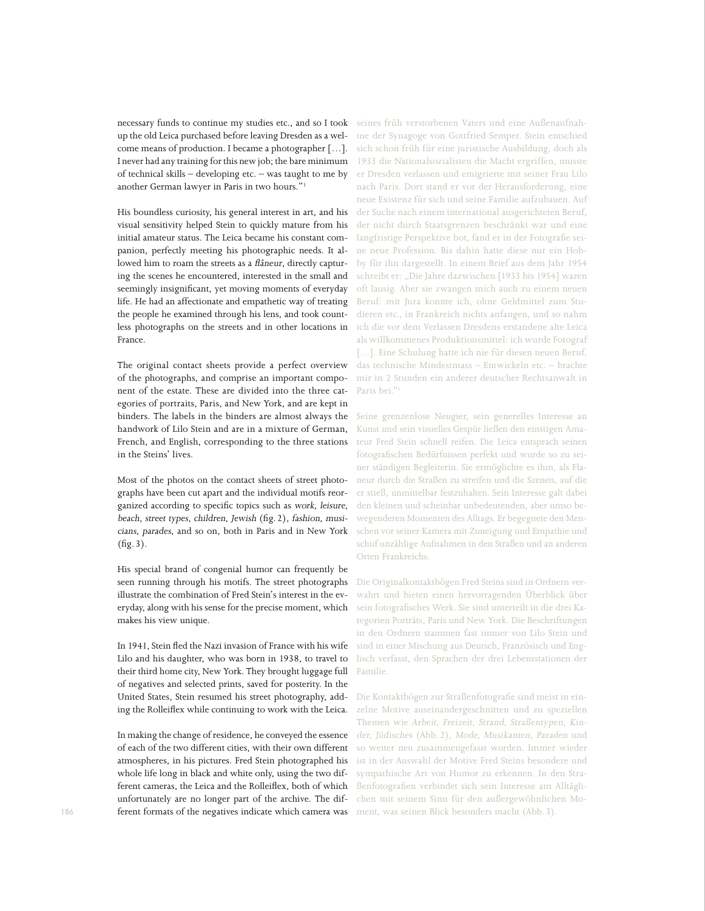necessary funds to continue my studies etc., and so I took up the old Leica purchased before leaving Dresden as a welcome means of production. I became a photographer […]. I never had any training for this new job; the bare minimum of technical skills – developing etc. – was taught to me by another German lawyer in Paris in two hours."[1]

His boundless curiosity, his general interest in art, and his visual sensitivity helped Stein to quickly mature from his initial amateur status. The Leica became his constant companion, perfectly meeting his photographic needs. It allowed him to roam the streets as a *flâneur*, directly capturing the scenes he encountered, interested in the small and seemingly insignificant, yet moving moments of everyday life. He had an affectionate and empathetic way of treating the people he examined through his lens, and took countless photographs on the streets and in other locations in France.

The original contact sheets provide a perfect overview of the photographs, and comprise an important component of the estate. These are divided into the three categories of portraits, Paris, and New York, and are kept in binders. The labels in the binders are almost always the handwork of Lilo Stein and are in a mixture of German, French, and English, corresponding to the three stations in the Steins' lives.

Most of the photos on the contact sheets of street photographs have been cut apart and the individual motifs reorganized according to specific topics such as *work, leisure, beach, street types, children, Jewish* (fig. 2), *fashion, musicians, parades*, and so on, both in Paris and in New York (fig. 3).

His special brand of congenial humor can frequently be seen running through his motifs. The street photographs illustrate the combination of Fred Stein's interest in the everyday, along with his sense for the precise moment, which makes his view unique.

In 1941, Stein fled the Nazi invasion of France with his wife Lilo and his daughter, who was born in 1938, to travel to their third home city, New York. They brought luggage full of negatives and selected prints, saved for posterity. In the United States, Stein resumed his street photography, adding the Rolleiflex while continuing to work with the Leica.

In making the change of residence, he conveyed the essence of each of the two different cities, with their own different atmospheres, in his pictures. Fred Stein photographed his whole life long in black and white only, using the two different cameras, the Leica and the Rolleiflex, both of which unfortunately are no longer part of the archive. The different formats of the negatives indicate which camera was

seines früh verstorbenen Vaters und eine Außenaufnahme der Synagoge von Gottfried Semper. Stein entschied sich schon früh für eine juristische Ausbildung, doch als 1933 die Nationalsozialisten die Macht ergriffen, musste er Dresden verlassen und emigrierte mit seiner Frau Lilo nach Paris. Dort stand er vor der Herausforderung, eine neue Existenz für sich und seine Familie aufzubauen. Auf der Suche nach einem international ausgerichteten Beruf, der nicht durch Staatsgrenzen beschränkt war und eine langfristige Perspektive bot, fand er in der Fotografie seine neue Profession. Bis dahin hatte diese nur ein Hobby für ihn dargestellt. In einem Brief aus dem Jahr 1954 schreibt er: „Die Jahre dazwischen [1933 bis 1954] waren oft lausig. Aber sie zwangen mich auch zu einem neuen Beruf: mit Jura konnte ich, ohne Geldmittel zum Studieren etc., in Frankreich nichts anfangen, und so nahm ich die vor dem Verlassen Dresdens erstandene alte Leica als willkommenes Produktionsmittel: ich wurde Fotograf […]. Eine Schulung hatte ich nie für diesen neuen Beruf, das technische Mindestmass – Entwickeln etc. – brachte mir in 2 Stunden ein anderer deutscher Rechtsanwalt in Paris bei."[1]

Seine grenzenlose Neugier, sein generelles Interesse an Kunst und sein visuelles Gespür ließen den einstigen Amateur Fred Stein schnell reifen. Die Leica entsprach seinen fotografischen Bedürfnissen perfekt und wurde so zu seiner ständigen Begleiterin. Sie ermöglichte es ihm, als Flaneur durch die Straßen zu streifen und die Szenen, auf die er stieß, unmittelbar festzuhalten. Sein Interesse galt dabei den kleinen und scheinbar unbedeutenden, aber umso bewegenderen Momenten des Alltags. Er begegnete den Menschen vor seiner Kamera mit Zuneigung und Empathie und schuf unzählige Aufnahmen in den Straßen und an anderen Orten Frankreichs.

Die Originalkontaktbögen Fred Steins sind in Ordnern verwahrt und bieten einen hervorragenden Überblick über sein fotografisches Werk. Sie sind unterteilt in die drei Kategorien Porträts, Paris und New York. Die Beschriftungen in den Ordnern stammen fast immer von Lilo Stein und sind in einer Mischung aus Deutsch, Französisch und Englisch verfasst, den Sprachen der drei Lebensstationen der Familie.

Die Kontaktbögen zur Straßenfotografie sind meist in einzelne Motive auseinandergeschnitten und zu speziellen Themen wie *Arbeit, Freizeit, Strand, Straßentypen, Kinder, Jüdisches* (Abb. 2), *Mode, Musikanten, Paraden* und so weiter neu zusammengefasst worden. Immer wieder ist in der Auswahl der Motive Fred Steins besondere und sympathische Art von Humor zu erkennen. In den Straßenfotografien verbindet sich sein Interesse am Alltäglichen mit seinem Sinn für den außergewöhnlichen Moment, was seinen Blick besonders macht (Abb. 3).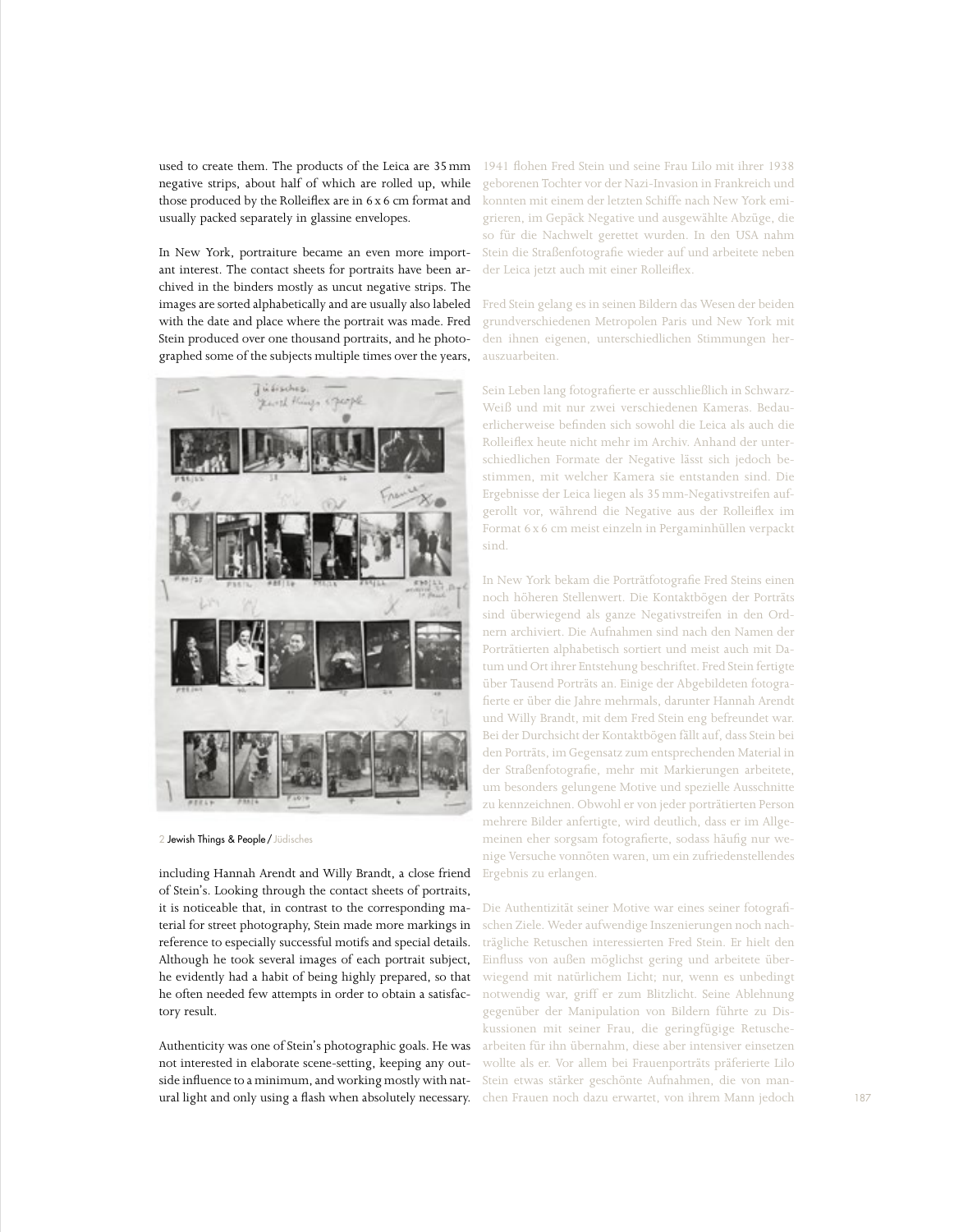used to create them. The products of the Leica are 35 mm negative strips, about half of which are rolled up, while those produced by the Rolleiflex are in 6 x 6 cm format and usually packed separately in glassine envelopes.

In New York, portraiture became an even more important interest. The contact sheets for portraits have been archived in the binders mostly as uncut negative strips. The images are sorted alphabetically and are usually also labeled with the date and place where the portrait was made. Fred Stein produced over one thousand portraits, and he photographed some of the subjects multiple times over the years, including Hannah Arendt and Willy Brandt, a close friend of Stein's. Looking through the contact sheets of portraits, it is noticeable that, in contrast to the corresponding material for street photography, Stein made more markings in reference to especially successful motifs and special details. Although he took several images of each portrait subject, he evidently had a habit of being highly prepared, so that he often needed few attempts in order to obtain a satisfactory result.

2 Jewish Things & People / Jüdisches

Authenticity was one of Stein's photographic goals. He was not interested in elaborate scene-setting, keeping any outside influence to a minimum, and working mostly with natural light and only using a flash when absolutely necessary.

1941 flohen Fred Stein und seine Frau Lilo mit ihrer 1938 geborenen Tochter vor der Nazi-Invasion in Frankreich und konnten mit einem der letzten Schiffe nach New York emigrieren, im Gepäck Negative und ausgewählte Abzüge, die so für die Nachwelt gerettet wurden. In den USA nahm Stein die Straßenfotografie wieder auf und arbeitete neben der Leica jetzt auch mit einer Rolleiflex.

Fred Stein gelang es in seinen Bildern das Wesen der beiden grundverschiedenen Metropolen Paris und New York mit den ihnen eigenen, unterschiedlichen Stimmungen herauszuarbeiten.

Sein Leben lang fotografierte er ausschließlich in Schwarz-Weiß und mit nur zwei verschiedenen Kameras. Bedauerlicherweise befinden sich sowohl die Leica als auch die Rolleiflex heute nicht mehr im Archiv. Anhand der unterschiedlichen Formate der Negative lässt sich jedoch bestimmen, mit welcher Kamera sie entstanden sind. Die Ergebnisse der Leica liegen als 35 mm-Negativstreifen aufgerollt vor, während die Negative aus der Rolleiflex im Format 6 x 6 cm meist einzeln in Pergaminhüllen verpackt sind.

In New York bekam die Porträtfotografie Fred Steins einen noch höheren Stellenwert. Die Kontaktbögen der Porträts sind überwiegend als ganze Negativstreifen in den Ordnern archiviert. Die Aufnahmen sind nach den Namen der Porträtierten alphabetisch sortiert und meist auch mit Datum und Ort ihrer Entstehung beschriftet. Fred Stein fertigte über Tausend Porträts an. Einige der Abgebildeten fotografierte er über die Jahre mehrmals, darunter Hannah Arendt und Willy Brandt, mit dem Fred Stein eng befreundet war. Bei der Durchsicht der Kontaktbögen fällt auf, dass Stein bei den Porträts, im Gegensatz zum entsprechenden Material in der Straßenfotografie, mehr mit Markierungen arbeitete, um besonders gelungene Motive und spezielle Ausschnitte zu kennzeichnen. Obwohl er von jeder porträtierten Person mehrere Bilder anfertigte, wird deutlich, dass er im Allgemeinen eher sorgsam fotografierte, sodass häufig nur wenige Versuche vonnöten waren, um ein zufriedenstellendes Ergebnis zu erlangen.

Die Authentizität seiner Motive war eines seiner fotografischen Ziele. Weder aufwendige Inszenierungen noch nachträgliche Retuschen interessierten Fred Stein. Er hielt den Einfluss von außen möglichst gering und arbeitete überwiegend mit natürlichem Licht; nur, wenn es unbedingt notwendig war, griff er zum Blitzlicht. Seine Ablehnung gegenüber der Manipulation von Bildern führte zu Diskussionen mit seiner Frau, die geringfügige Retuschearbeiten für ihn übernahm, diese aber intensiver einsetzen wollte als er. Vor allem bei Frauenporträts präferierte Lilo Stein etwas stärker geschönte Aufnahmen, die von manchen Frauen noch dazu erwartet, von ihrem Mann jedoch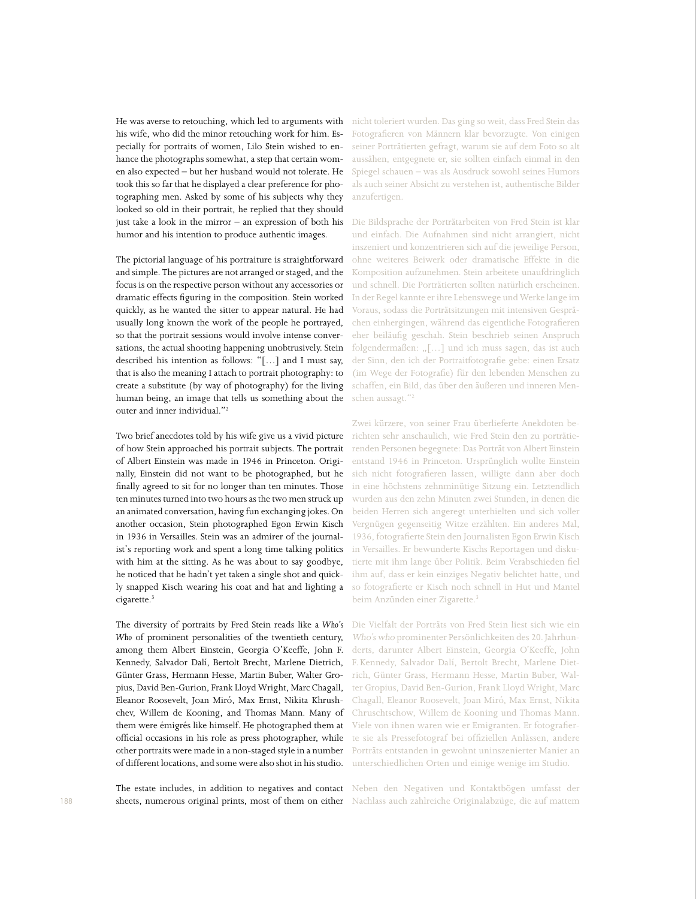He was averse to retouching, which led to arguments with his wife, who did the minor retouching work for him. Especially for portraits of women, Lilo Stein wished to enhance the photographs somewhat, a step that certain women also expected – but her husband would not tolerate. He took this so far that he displayed a clear preference for photographing men. Asked by some of his subjects why they looked so old in their portrait, he replied that they should just take a look in the mirror – an expression of both his humor and his intention to produce authentic images.

The pictorial language of his portraiture is straightforward and simple. The pictures are not arranged or staged, and the focus is on the respective person without any accessories or dramatic effects figuring in the composition. Stein worked quickly, as he wanted the sitter to appear natural. He had usually long known the work of the people he portrayed, so that the portrait sessions would involve intense conversations, the actual shooting happening unobtrusively. Stein described his intention as follows: "[…] and I must say, that is also the meaning I attach to portrait photography: to create a substitute (by way of photography) for the living human being, an image that tells us something about the outer and inner individual."[2]

Two brief anecdotes told by his wife give us a vivid picture of how Stein approached his portrait subjects. The portrait of Albert Einstein was made in 1946 in Princeton. Originally, Einstein did not want to be photographed, but he finally agreed to sit for no longer than ten minutes. Those ten minutes turned into two hours as the two men struck up an animated conversation, having fun exchanging jokes. On another occasion, Stein photographed Egon Erwin Kisch in 1936 in Versailles. Stein was an admirer of the journalist's reporting work and spent a long time talking politics with him at the sitting. As he was about to say goodbye, he noticed that he hadn't yet taken a single shot and quickly snapped Kisch wearing his coat and hat and lighting a cigarette.[3]

The diversity of portraits by Fred Stein reads like a *Who's Who* of prominent personalities of the twentieth century, among them Albert Einstein, Georgia O'Keeffe, John F. Kennedy, Salvador Dalí, Bertolt Brecht, Marlene Dietrich, Günter Grass, Hermann Hesse, Martin Buber, Walter Gropius, David Ben-Gurion, Frank Lloyd Wright, Marc Chagall, Eleanor Roosevelt, Joan Miró, Max Ernst, Nikita Khrushchev, Willem de Kooning, and Thomas Mann. Many of them were émigrés like himself. He photographed them at official occasions in his role as press photographer, while other portraits were made in a non-staged style in a number of different locations, and some were also shot in his studio.

The estate includes, in addition to negatives and contact sheets, numerous original prints, most of them on either

nicht toleriert wurden. Das ging so weit, dass Fred Stein das Fotografieren von Männern klar bevorzugte. Von einigen seiner Porträtierten gefragt, warum sie auf dem Foto so alt aussähen, entgegnete er, sie sollten einfach einmal in den Spiegel schauen – was als Ausdruck sowohl seines Humors als auch seiner Absicht zu verstehen ist, authentische Bilder anzufertigen.

Die Bildsprache der Porträtarbeiten von Fred Stein ist klar und einfach. Die Aufnahmen sind nicht arrangiert, nicht inszeniert und konzentrieren sich auf die jeweilige Person, ohne weiteres Beiwerk oder dramatische Effekte in die Komposition aufzunehmen. Stein arbeitete unaufdringlich und schnell. Die Porträtierten sollten natürlich erscheinen. In der Regel kannte er ihre Lebenswege und Werke lange im Voraus, sodass die Porträtsitzungen mit intensiven Gesprächen einhergingen, während das eigentliche Fotografieren eher beiläufig geschah. Stein beschrieb seinen Anspruch folgendermaßen: „[…] und ich muss sagen, das ist auch der Sinn, den ich der Portraitfotografie gebe: einen Ersatz (im Wege der Fotografie) für den lebenden Menschen zu schaffen, ein Bild, das über den äußeren und inneren Menschen aussagt."[2]

Zwei kürzere, von seiner Frau überlieferte Anekdoten berichten sehr anschaulich, wie Fred Stein den zu porträtierenden Personen begegnete: Das Porträt von Albert Einstein entstand 1946 in Princeton. Ursprünglich wollte Einstein sich nicht fotografieren lassen, willigte dann aber doch in eine höchstens zehnminütige Sitzung ein. Letztendlich wurden aus den zehn Minuten zwei Stunden, in denen die beiden Herren sich angeregt unterhielten und sich voller Vergnügen gegenseitig Witze erzählten. Ein anderes Mal, 1936, fotografierte Stein den Journalisten Egon Erwin Kisch in Versailles. Er bewunderte Kischs Reportagen und diskutierte mit ihm lange über Politik. Beim Verabschieden fiel ihm auf, dass er kein einziges Negativ belichtet hatte, und so fotografierte er Kisch noch schnell in Hut und Mantel beim Anzünden einer Zigarette.[3]

Die Vielfalt der Porträts von Fred Stein liest sich wie ein *Who's who* prominenter Persönlichkeiten des 20. Jahrhunderts, darunter Albert Einstein, Georgia O'Keeffe, John F. Kennedy, Salvador Dalí, Bertolt Brecht, Marlene Dietrich, Günter Grass, Hermann Hesse, Martin Buber, Walter Gropius, David Ben-Gurion, Frank Lloyd Wright, Marc Chagall, Eleanor Roosevelt, Joan Miró, Max Ernst, Nikita Chruschtschow, Willem de Kooning und Thomas Mann. Viele von ihnen waren wie er Emigranten. Er fotografierte sie als Pressefotograf bei offiziellen Anlässen, andere Porträts entstanden in gewohnt uninszenierter Manier an unterschiedlichen Orten und einige wenige im Studio.

Neben den Negativen und Kontaktbögen umfasst der Nachlass auch zahlreiche Originalabzüge, die auf mattem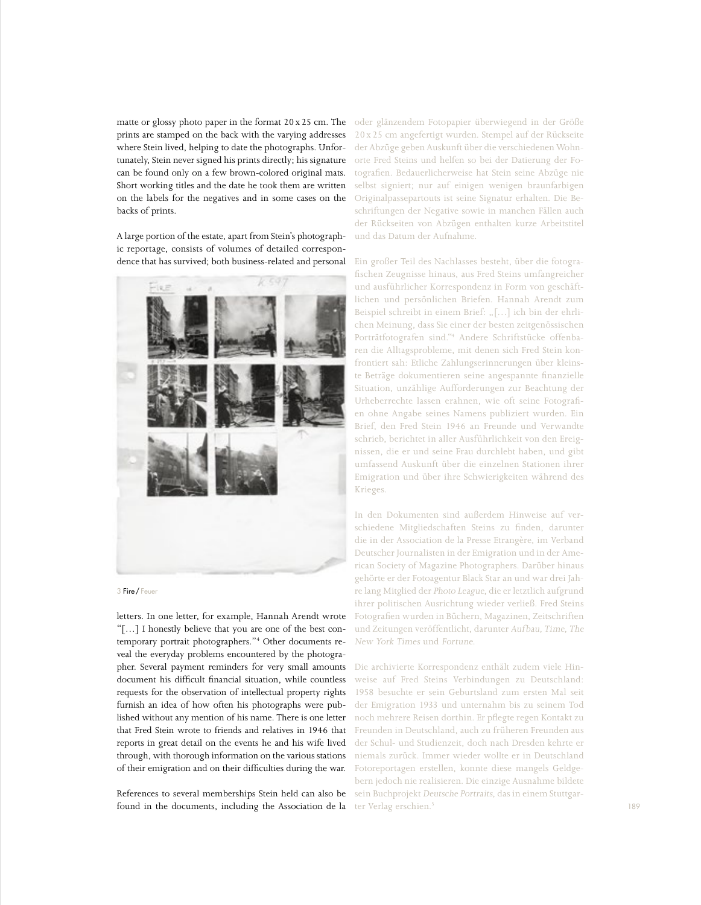matte or glossy photo paper in the format 20 x 25 cm. The prints are stamped on the back with the varying addresses where Stein lived, helping to date the photographs. Unfortunately, Stein never signed his prints directly; his signature can be found only on a few brown-colored original mats. Short working titles and the date he took them are written on the labels for the negatives and in some cases on the backs of prints.

A large portion of the estate, apart from Stein's photographic reportage, consists of volumes of detailed correspondence that has survived; both business-related and personal letters. In one letter, for example, Hannah Arendt wrote "[…] I honestly believe that you are one of the best contemporary portrait photographers."[4] Other documents reveal the everyday problems encountered by the photographer. Several payment reminders for very small amounts document his difficult financial situation, while countless requests for the observation of intellectual property rights furnish an idea of how often his photographs were published without any mention of his name. There is one letter that Fred Stein wrote to friends and relatives in 1946 that reports in great detail on the events he and his wife lived through, with thorough information on the various stations of their emigration and on their difficulties during the war.

3 **Fire** / Feuer

References to several memberships Stein held can also be found in the documents, including the Association de la

oder glänzendem Fotopapier überwiegend in der Größe 20 x 25 cm angefertigt wurden. Stempel auf der Rückseite der Abzüge geben Auskunft über die verschiedenen Wohnorte Fred Steins und helfen so bei der Datierung der Fotografien. Bedauerlicherweise hat Stein seine Abzüge nie selbst signiert; nur auf einigen wenigen braunfarbigen Originalpassepartouts ist seine Signatur erhalten. Die Beschriftungen der Negative sowie in manchen Fällen auch der Rückseiten von Abzügen enthalten kurze Arbeitstitel und das Datum der Aufnahme.

Ein großer Teil des Nachlasses besteht, über die fotografischen Zeugnisse hinaus, aus Fred Steins umfangreicher und ausführlicher Korrespondenz in Form von geschäftlichen und persönlichen Briefen. Hannah Arendt zum Beispiel schreibt in einem Brief: „[…] ich bin der ehrlichen Meinung, dass Sie einer der besten zeitgenössischen Porträtfotografen sind."[4] Andere Schriftstücke offenbaren die Alltagsprobleme, mit denen sich Fred Stein konfrontiert sah: Etliche Zahlungserinnerungen über kleinste Beträge dokumentieren seine angespannte finanzielle Situation, unzählige Aufforderungen zur Beachtung der Urheberrechte lassen erahnen, wie oft seine Fotografien ohne Angabe seines Namens publiziert wurden. Ein Brief, den Fred Stein 1946 an Freunde und Verwandte schrieb, berichtet in aller Ausführlichkeit von den Ereignissen, die er und seine Frau durchlebt haben, und gibt umfassend Auskunft über die einzelnen Stationen ihrer Emigration und über ihre Schwierigkeiten während des Krieges.

In den Dokumenten sind außerdem Hinweise auf verschiedene Mitgliedschaften Steins zu finden, darunter die in der Association de la Presse Etrangère, im Verband Deutscher Journalisten in der Emigration und in der American Society of Magazine Photographers. Darüber hinaus gehörte er der Fotoagentur Black Star an und war drei Jahre lang Mitglied der *Photo League*, die er letztlich aufgrund ihrer politischen Ausrichtung wieder verließ. Fred Steins Fotografien wurden in Büchern, Magazinen, Zeitschriften und Zeitungen veröffentlicht, darunter *Aufbau*, *Time*, *The New York Times* und *Fortune*.

Die archivierte Korrespondenz enthält zudem viele Hinweise auf Fred Steins Verbindungen zu Deutschland: 1958 besuchte er sein Geburtsland zum ersten Mal seit der Emigration 1933 und unternahm bis zu seinem Tod noch mehrere Reisen dorthin. Er pflegte regen Kontakt zu Freunden in Deutschland, auch zu früheren Freunden aus der Schul- und Studienzeit, doch nach Dresden kehrte er niemals zurück. Immer wieder wollte er in Deutschland Fotoreportagen erstellen, konnte diese mangels Geldgebern jedoch nie realisieren. Die einzige Ausnahme bildete sein Buchprojekt *Deutsche Portraits*, das in einem Stuttgarter Verlag erschien.[5]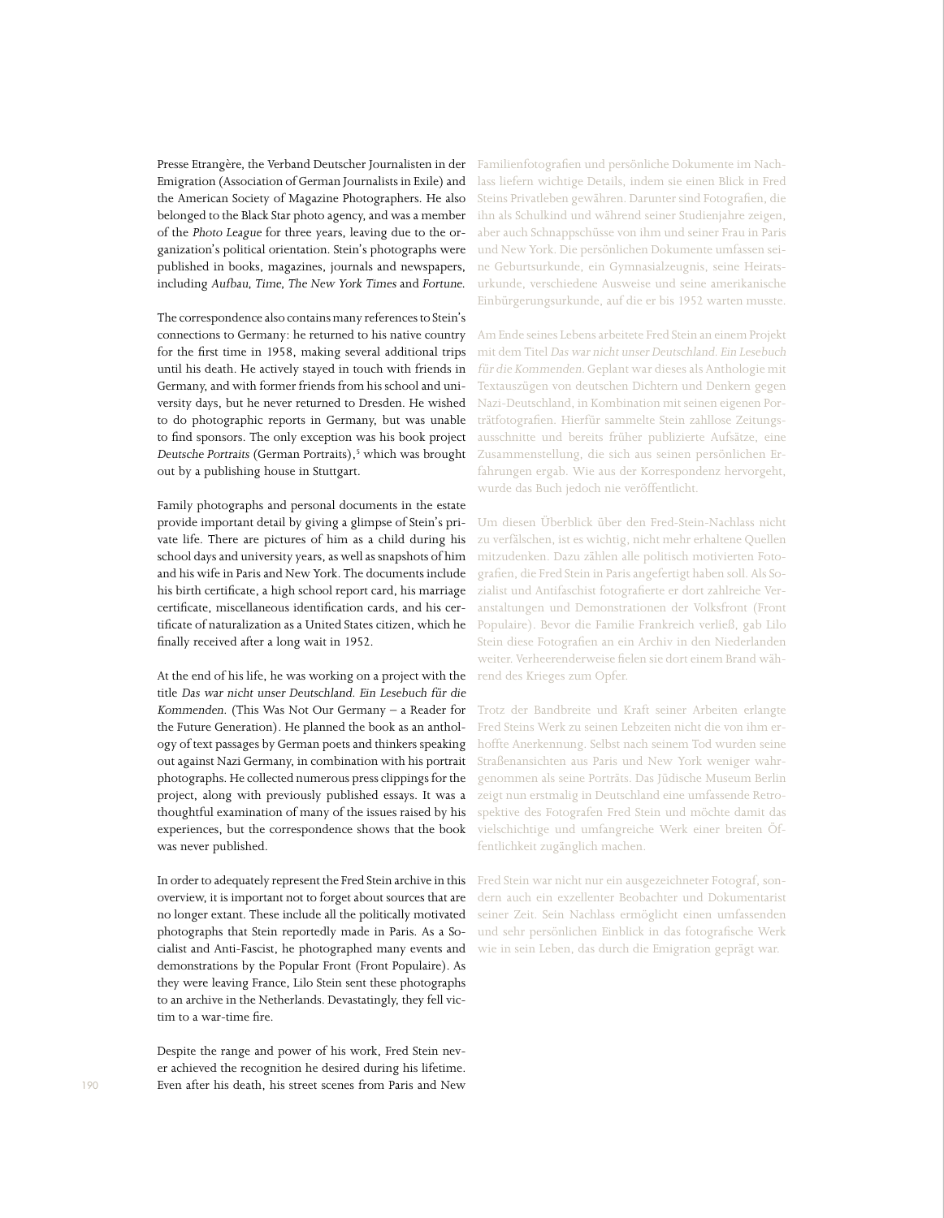Presse Etrangère, the Verband Deutscher Journalisten in der Emigration (Association of German Journalists in Exile) and the American Society of Magazine Photographers. He also belonged to the Black Star photo agency, and was a member of the *Photo League* for three years, leaving due to the organization's political orientation. Stein's photographs were published in books, magazines, journals and newspapers, including *Aufbau, Time, The New York Times* and *Fortune.*

The correspondence also contains many references to Stein's connections to Germany: he returned to his native country for the first time in 1958, making several additional trips until his death. He actively stayed in touch with friends in Germany, and with former friends from his school and university days, but he never returned to Dresden. He wished to do photographic reports in Germany, but was unable to find sponsors. The only exception was his book project *Deutsche Portraits* (German Portraits),[5] which was brought out by a publishing house in Stuttgart.

Family photographs and personal documents in the estate provide important detail by giving a glimpse of Stein's private life. There are pictures of him as a child during his school days and university years, as well as snapshots of him and his wife in Paris and New York. The documents include his birth certificate, a high school report card, his marriage certificate, miscellaneous identification cards, and his certificate of naturalization as a United States citizen, which he finally received after a long wait in 1952.

At the end of his life, he was working on a project with the title *Das war nicht unser Deutschland. Ein Lesebuch für die Kommenden.* (This Was Not Our Germany – a Reader for the Future Generation). He planned the book as an anthology of text passages by German poets and thinkers speaking out against Nazi Germany, in combination with his portrait photographs. He collected numerous press clippings for the project, along with previously published essays. It was a thoughtful examination of many of the issues raised by his experiences, but the correspondence shows that the book was never published.

In order to adequately represent the Fred Stein archive in this overview, it is important not to forget about sources that are no longer extant. These include all the politically motivated photographs that Stein reportedly made in Paris. As a Socialist and Anti-Fascist, he photographed many events and demonstrations by the Popular Front (Front Populaire). As they were leaving France, Lilo Stein sent these photographs to an archive in the Netherlands. Devastatingly, they fell victim to a war-time fire.

Despite the range and power of his work, Fred Stein never achieved the recognition he desired during his lifetime. Even after his death, his street scenes from Paris and New

Familienfotografien und persönliche Dokumente im Nachlass liefern wichtige Details, indem sie einen Blick in Fred Steins Privatleben gewähren. Darunter sind Fotografien, die ihn als Schulkind und während seiner Studienjahre zeigen, aber auch Schnappschüsse von ihm und seiner Frau in Paris und New York. Die persönlichen Dokumente umfassen seine Geburtsurkunde, ein Gymnasialzeugnis, seine Heiratsurkunde, verschiedene Ausweise und seine amerikanische Einbürgerungsurkunde, auf die er bis 1952 warten musste.

Am Ende seines Lebens arbeitete Fred Stein an einem Projekt mit dem Titel *Das war nicht unser Deutschland. Ein Lesebuch für die Kommenden.* Geplant war dieses als Anthologie mit Textauszügen von deutschen Dichtern und Denkern gegen Nazi-Deutschland, in Kombination mit seinen eigenen Porträtfotografien. Hierfür sammelte Stein zahllose Zeitungsausschnitte und bereits früher publizierte Aufsätze, eine Zusammenstellung, die sich aus seinen persönlichen Erfahrungen ergab. Wie aus der Korrespondenz hervorgeht, wurde das Buch jedoch nie veröffentlicht.

Um diesen Überblick über den Fred-Stein-Nachlass nicht zu verfälschen, ist es wichtig, nicht mehr erhaltene Quellen mitzudenken. Dazu zählen alle politisch motivierten Fotografien, die Fred Stein in Paris angefertigt haben soll. Als Sozialist und Antifaschist fotografierte er dort zahlreiche Veranstaltungen und Demonstrationen der Volksfront (Front Populaire). Bevor die Familie Frankreich verließ, gab Lilo Stein diese Fotografien an ein Archiv in den Niederlanden weiter. Verheerenderweise fielen sie dort einem Brand während des Krieges zum Opfer.

Trotz der Bandbreite und Kraft seiner Arbeiten erlangte Fred Steins Werk zu seinen Lebzeiten nicht die von ihm erhoffte Anerkennung. Selbst nach seinem Tod wurden seine Straßenansichten aus Paris und New York weniger wahrgenommen als seine Porträts. Das Jüdische Museum Berlin zeigt nun erstmalig in Deutschland eine umfassende Retrospektive des Fotografen Fred Stein und möchte damit das vielschichtige und umfangreiche Werk einer breiten Öffentlichkeit zugänglich machen.

Fred Stein war nicht nur ein ausgezeichneter Fotograf, sondern auch ein exzellenter Beobachter und Dokumentarist seiner Zeit. Sein Nachlass ermöglicht einen umfassenden und sehr persönlichen Einblick in das fotografische Werk wie in sein Leben, das durch die Emigration geprägt war.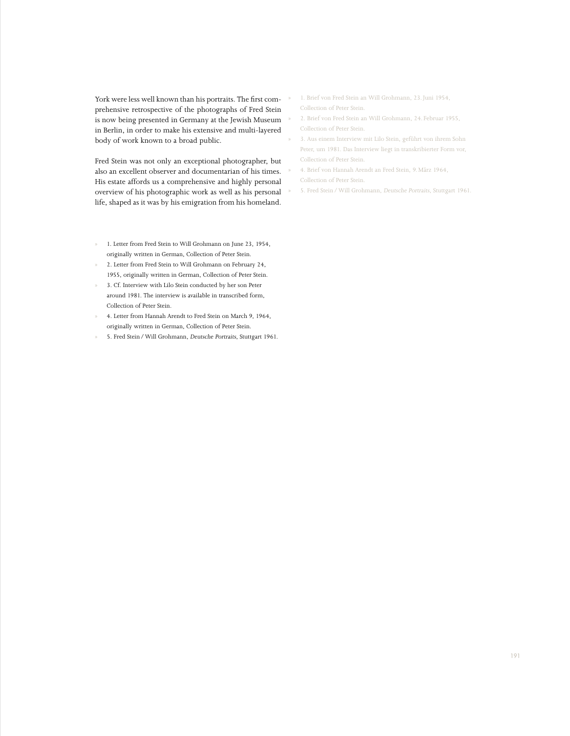York were less well known than his portraits. The first comprehensive retrospective of the photographs of Fred Stein is now being presented in Germany at the Jewish Museum in Berlin, in order to make his extensive and multi-layered body of work known to a broad public.

Fred Stein was not only an exceptional photographer, but also an excellent observer and documentarian of his times. His estate affords us a comprehensive and highly personal overview of his photographic work as well as his personal life, shaped as it was by his emigration from his homeland.

» 1. Letter from Fred Stein to Will Grohmann on June 23, 1954, originally written in German, Collection of Peter Stein.

» 2. Letter from Fred Stein to Will Grohmann on February 24, 1955, originally written in German, Collection of Peter Stein.

» 3. Cf. Interview with Lilo Stein conducted by her son Peter around 1981. The interview is available in transcribed form, Collection of Peter Stein.

» 4. Letter from Hannah Arendt to Fred Stein on March 9, 1964, originally written in German, Collection of Peter Stein.

» 5. Fred Stein / Will Grohmann, *Deutsche Portraits*, Stuttgart 1961.

» 1. Brief von Fred Stein an Will Grohmann, 23. Juni 1954, Collection of Peter Stein.

» 2. Brief von Fred Stein an Will Grohmann, 24. Februar 1955, Collection of Peter Stein.

» 3. Aus einem Interview mit Lilo Stein, geführt von ihrem Sohn Peter, um 1981. Das Interview liegt in transkribierter Form vor, Collection of Peter Stein.

» 4. Brief von Hannah Arendt an Fred Stein, 9. März 1964, Collection of Peter Stein.

» 5. Fred Stein / Will Grohmann, *Deutsche Portraits*, Stuttgart 1961.